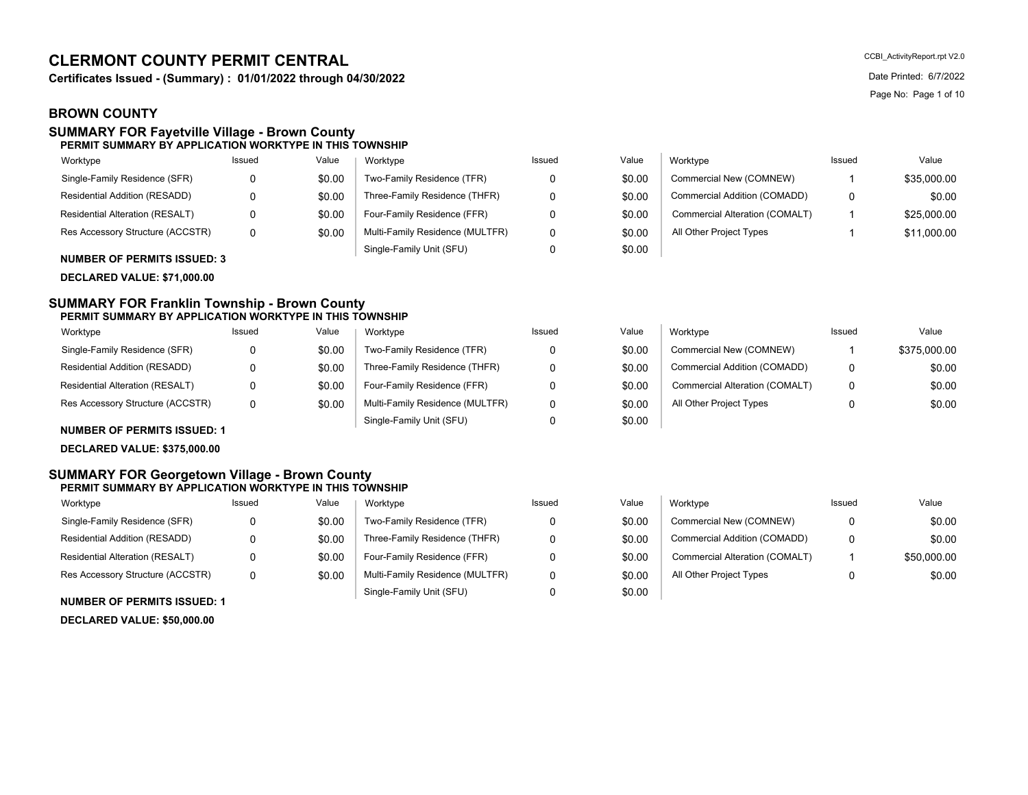# CLERMONT COUNTY PERMIT CENTRAL

**Certificates Issued - (Summary) : 01/01/2022 through 04/30/2022**

CCBI_ActivityReport.rpt V2.0

Date Printed: 6/7/2022

## BROWN COUNTY

### SUMMARY FOR Fayetville Village - Brown County

**PERMIT SUMMARY BY APPLICATION WORKTYPE IN THIS TOWNSHIP**

| Worktype | Issued | Value | Worktype | Issued | Value | Worktype | Issued | Value |
|---|---|---|---|---|---|---|---|---|
| Single-Family Residence (SFR) | 0 | $0.00 | Two-Family Residence (TFR) | 0 | $0.00 | Commercial New (COMNEW) | 1 | $35,000.00 |
| Residential Addition (RESADD) | 0 | $0.00 | Three-Family Residence (THFR) | 0 | $0.00 | Commercial Addition (COMADD) | 0 | $0.00 |
| Residential Alteration (RESALT) | 0 | $0.00 | Four-Family Residence (FFR) | 0 | $0.00 | Commercial Alteration (COMALT) | 1 | $25,000.00 |
| Res Accessory Structure (ACCSTR) | 0 | $0.00 | Multi-Family Residence (MULTFR) | 0 | $0.00 | All Other Project Types | 1 | $11,000.00 |
| | | | Single-Family Unit (SFU) | 0 | $0.00 | | | |

**NUMBER OF PERMITS ISSUED: 3**

**DECLARED VALUE: $71,000.00**

### SUMMARY FOR Franklin Township - Brown County

**PERMIT SUMMARY BY APPLICATION WORKTYPE IN THIS TOWNSHIP**

| Worktype | Issued | Value | Worktype | Issued | Value | Worktype | Issued | Value |
|---|---|---|---|---|---|---|---|---|
| Single-Family Residence (SFR) | 0 | $0.00 | Two-Family Residence (TFR) | 0 | $0.00 | Commercial New (COMNEW) | 1 | $375,000.00 |
| Residential Addition (RESADD) | 0 | $0.00 | Three-Family Residence (THFR) | 0 | $0.00 | Commercial Addition (COMADD) | 0 | $0.00 |
| Residential Alteration (RESALT) | 0 | $0.00 | Four-Family Residence (FFR) | 0 | $0.00 | Commercial Alteration (COMALT) | 0 | $0.00 |
| Res Accessory Structure (ACCSTR) | 0 | $0.00 | Multi-Family Residence (MULTFR) | 0 | $0.00 | All Other Project Types | 0 | $0.00 |
| | | | Single-Family Unit (SFU) | 0 | $0.00 | | | |

**NUMBER OF PERMITS ISSUED: 1**

**DECLARED VALUE: $375,000.00**

### SUMMARY FOR Georgetown Village - Brown County

**PERMIT SUMMARY BY APPLICATION WORKTYPE IN THIS TOWNSHIP**

| Worktype | Issued | Value | Worktype | Issued | Value | Worktype | Issued | Value |
|---|---|---|---|---|---|---|---|---|
| Single-Family Residence (SFR) | 0 | $0.00 | Two-Family Residence (TFR) | 0 | $0.00 | Commercial New (COMNEW) | 0 | $0.00 |
| Residential Addition (RESADD) | 0 | $0.00 | Three-Family Residence (THFR) | 0 | $0.00 | Commercial Addition (COMADD) | 0 | $0.00 |
| Residential Alteration (RESALT) | 0 | $0.00 | Four-Family Residence (FFR) | 0 | $0.00 | Commercial Alteration (COMALT) | 1 | $50,000.00 |
| Res Accessory Structure (ACCSTR) | 0 | $0.00 | Multi-Family Residence (MULTFR) | 0 | $0.00 | All Other Project Types | 0 | $0.00 |
| | | | Single-Family Unit (SFU) | 0 | $0.00 | | | |

**NUMBER OF PERMITS ISSUED: 1**

**DECLARED VALUE: $50,000.00**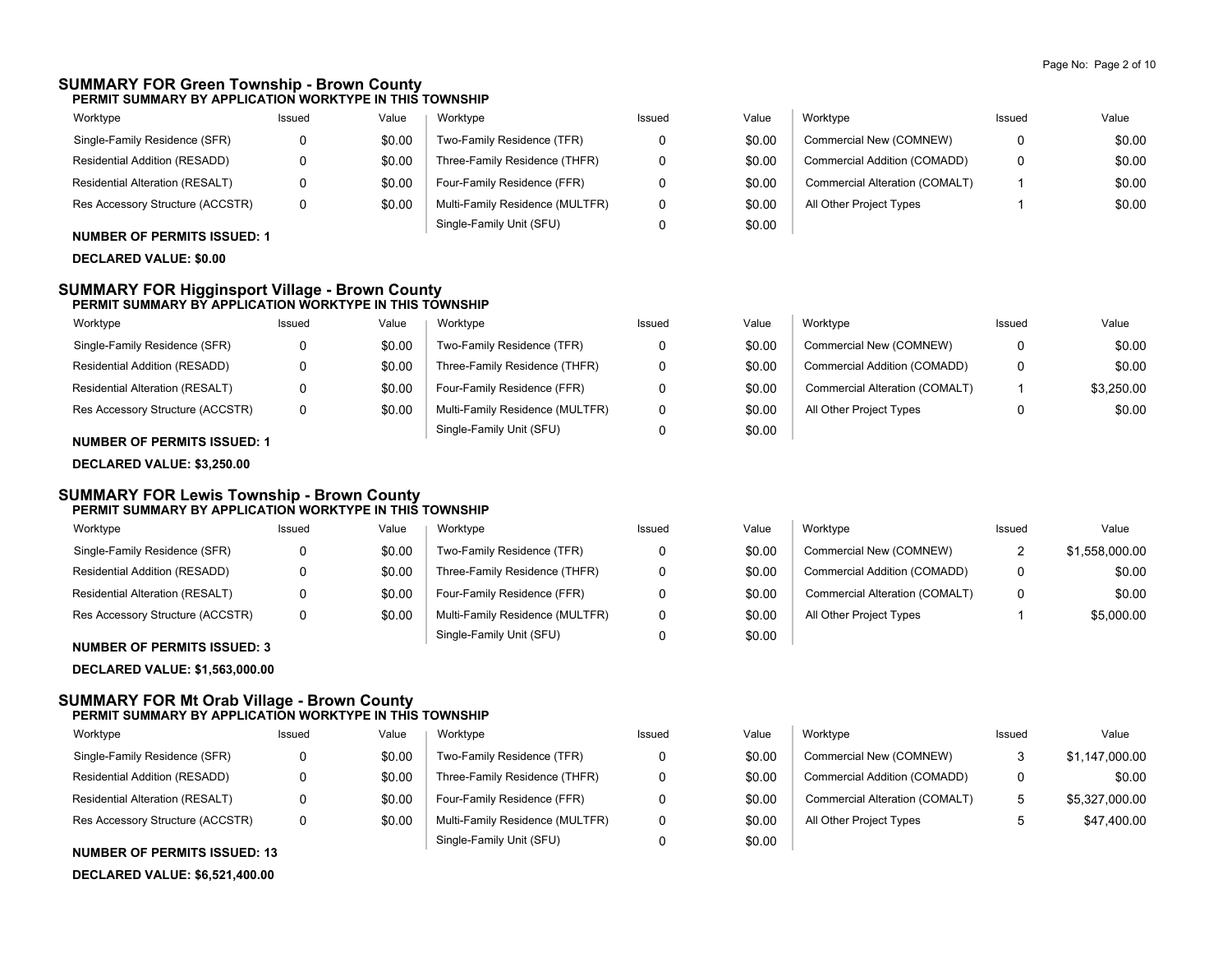## SUMMARY FOR Green Township - Brown County

### PERMIT SUMMARY BY APPLICATION WORKTYPE IN THIS TOWNSHIP

| Worktype | Issued | Value | Worktype | Issued | Value | Worktype | Issued | Value |
|---|---|---|---|---|---|---|---|---|
| Single-Family Residence (SFR) | 0 | $0.00 | Two-Family Residence (TFR) | 0 | $0.00 | Commercial New (COMNEW) | 0 | $0.00 |
| Residential Addition (RESADD) | 0 | $0.00 | Three-Family Residence (THFR) | 0 | $0.00 | Commercial Addition (COMADD) | 0 | $0.00 |
| Residential Alteration (RESALT) | 0 | $0.00 | Four-Family Residence (FFR) | 0 | $0.00 | Commercial Alteration (COMALT) | 1 | $0.00 |
| Res Accessory Structure (ACCSTR) | 0 | $0.00 | Multi-Family Residence (MULTFR) | 0 | $0.00 | All Other Project Types | 1 | $0.00 |
| | | | Single-Family Unit (SFU) | 0 | $0.00 | | | |

**NUMBER OF PERMITS ISSUED: 1**

**DECLARED VALUE: $0.00**

## SUMMARY FOR Higginsport Village - Brown County

### PERMIT SUMMARY BY APPLICATION WORKTYPE IN THIS TOWNSHIP

| Worktype | Issued | Value | Worktype | Issued | Value | Worktype | Issued | Value |
|---|---|---|---|---|---|---|---|---|
| Single-Family Residence (SFR) | 0 | $0.00 | Two-Family Residence (TFR) | 0 | $0.00 | Commercial New (COMNEW) | 0 | $0.00 |
| Residential Addition (RESADD) | 0 | $0.00 | Three-Family Residence (THFR) | 0 | $0.00 | Commercial Addition (COMADD) | 0 | $0.00 |
| Residential Alteration (RESALT) | 0 | $0.00 | Four-Family Residence (FFR) | 0 | $0.00 | Commercial Alteration (COMALT) | 1 | $3,250.00 |
| Res Accessory Structure (ACCSTR) | 0 | $0.00 | Multi-Family Residence (MULTFR) | 0 | $0.00 | All Other Project Types | 0 | $0.00 |
| | | | Single-Family Unit (SFU) | 0 | $0.00 | | | |

**NUMBER OF PERMITS ISSUED: 1**

**DECLARED VALUE: $3,250.00**

## SUMMARY FOR Lewis Township - Brown County

### PERMIT SUMMARY BY APPLICATION WORKTYPE IN THIS TOWNSHIP

| Worktype | Issued | Value | Worktype | Issued | Value | Worktype | Issued | Value |
|---|---|---|---|---|---|---|---|---|
| Single-Family Residence (SFR) | 0 | $0.00 | Two-Family Residence (TFR) | 0 | $0.00 | Commercial New (COMNEW) | 2 | $1,558,000.00 |
| Residential Addition (RESADD) | 0 | $0.00 | Three-Family Residence (THFR) | 0 | $0.00 | Commercial Addition (COMADD) | 0 | $0.00 |
| Residential Alteration (RESALT) | 0 | $0.00 | Four-Family Residence (FFR) | 0 | $0.00 | Commercial Alteration (COMALT) | 0 | $0.00 |
| Res Accessory Structure (ACCSTR) | 0 | $0.00 | Multi-Family Residence (MULTFR) | 0 | $0.00 | All Other Project Types | 1 | $5,000.00 |
| | | | Single-Family Unit (SFU) | 0 | $0.00 | | | |

**NUMBER OF PERMITS ISSUED: 3**

**DECLARED VALUE: $1,563,000.00**

## SUMMARY FOR Mt Orab Village - Brown County

### PERMIT SUMMARY BY APPLICATION WORKTYPE IN THIS TOWNSHIP

| Worktype | Issued | Value | Worktype | Issued | Value | Worktype | Issued | Value |
|---|---|---|---|---|---|---|---|---|
| Single-Family Residence (SFR) | 0 | $0.00 | Two-Family Residence (TFR) | 0 | $0.00 | Commercial New (COMNEW) | 3 | $1,147,000.00 |
| Residential Addition (RESADD) | 0 | $0.00 | Three-Family Residence (THFR) | 0 | $0.00 | Commercial Addition (COMADD) | 0 | $0.00 |
| Residential Alteration (RESALT) | 0 | $0.00 | Four-Family Residence (FFR) | 0 | $0.00 | Commercial Alteration (COMALT) | 5 | $5,327,000.00 |
| Res Accessory Structure (ACCSTR) | 0 | $0.00 | Multi-Family Residence (MULTFR) | 0 | $0.00 | All Other Project Types | 5 | $47,400.00 |
| | | | Single-Family Unit (SFU) | 0 | $0.00 | | | |

**NUMBER OF PERMITS ISSUED: 13**

**DECLARED VALUE: $6,521,400.00**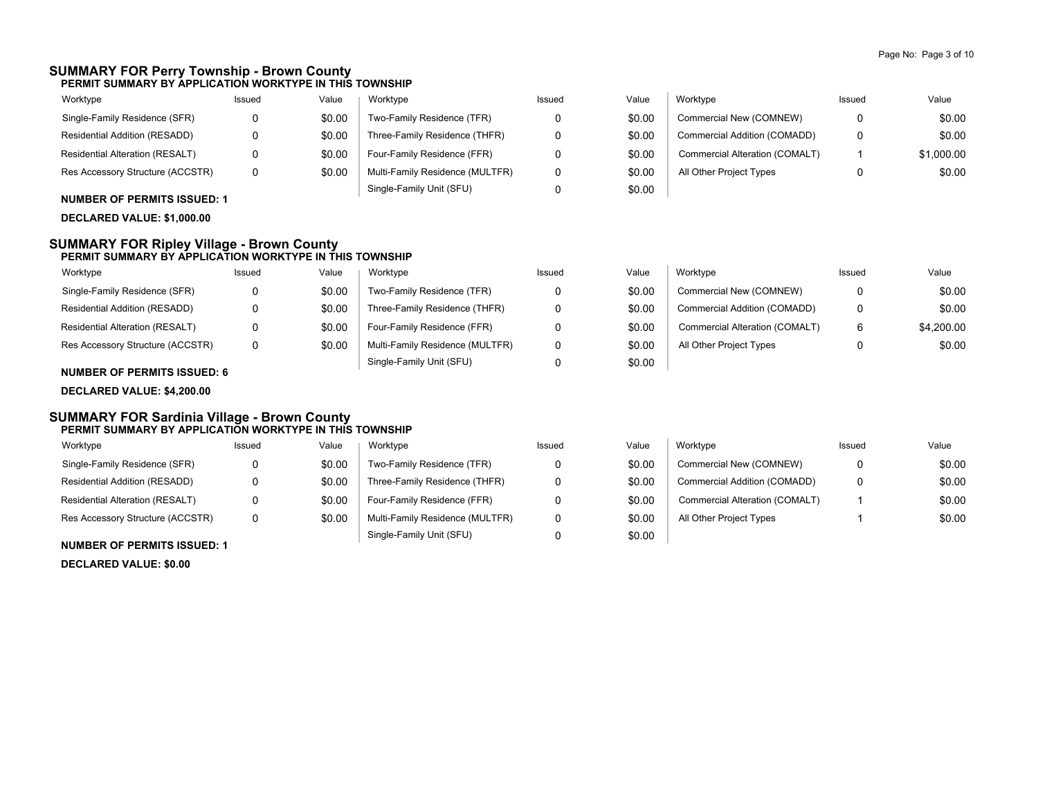## SUMMARY FOR Perry Township - Brown County

### PERMIT SUMMARY BY APPLICATION WORKTYPE IN THIS TOWNSHIP

| Worktype | Issued | Value | Worktype | Issued | Value | Worktype | Issued | Value |
|---|---|---|---|---|---|---|---|---|
| Single-Family Residence (SFR) | 0 | $0.00 | Two-Family Residence (TFR) | 0 | $0.00 | Commercial New (COMNEW) | 0 | $0.00 |
| Residential Addition (RESADD) | 0 | $0.00 | Three-Family Residence (THFR) | 0 | $0.00 | Commercial Addition (COMADD) | 0 | $0.00 |
| Residential Alteration (RESALT) | 0 | $0.00 | Four-Family Residence (FFR) | 0 | $0.00 | Commercial Alteration (COMALT) | 1 | $1,000.00 |
| Res Accessory Structure (ACCSTR) | 0 | $0.00 | Multi-Family Residence (MULTFR) | 0 | $0.00 | All Other Project Types | 0 | $0.00 |
| | | | Single-Family Unit (SFU) | 0 | $0.00 | | | |

**NUMBER OF PERMITS ISSUED: 1**

**DECLARED VALUE: $1,000.00**

## SUMMARY FOR Ripley Village - Brown County

### PERMIT SUMMARY BY APPLICATION WORKTYPE IN THIS TOWNSHIP

| Worktype | Issued | Value | Worktype | Issued | Value | Worktype | Issued | Value |
|---|---|---|---|---|---|---|---|---|
| Single-Family Residence (SFR) | 0 | $0.00 | Two-Family Residence (TFR) | 0 | $0.00 | Commercial New (COMNEW) | 0 | $0.00 |
| Residential Addition (RESADD) | 0 | $0.00 | Three-Family Residence (THFR) | 0 | $0.00 | Commercial Addition (COMADD) | 0 | $0.00 |
| Residential Alteration (RESALT) | 0 | $0.00 | Four-Family Residence (FFR) | 0 | $0.00 | Commercial Alteration (COMALT) | 6 | $4,200.00 |
| Res Accessory Structure (ACCSTR) | 0 | $0.00 | Multi-Family Residence (MULTFR) | 0 | $0.00 | All Other Project Types | 0 | $0.00 |
| | | | Single-Family Unit (SFU) | 0 | $0.00 | | | |

**NUMBER OF PERMITS ISSUED: 6**

**DECLARED VALUE: $4,200.00**

## SUMMARY FOR Sardinia Village - Brown County

### PERMIT SUMMARY BY APPLICATION WORKTYPE IN THIS TOWNSHIP

| Worktype | Issued | Value | Worktype | Issued | Value | Worktype | Issued | Value |
|---|---|---|---|---|---|---|---|---|
| Single-Family Residence (SFR) | 0 | $0.00 | Two-Family Residence (TFR) | 0 | $0.00 | Commercial New (COMNEW) | 0 | $0.00 |
| Residential Addition (RESADD) | 0 | $0.00 | Three-Family Residence (THFR) | 0 | $0.00 | Commercial Addition (COMADD) | 0 | $0.00 |
| Residential Alteration (RESALT) | 0 | $0.00 | Four-Family Residence (FFR) | 0 | $0.00 | Commercial Alteration (COMALT) | 1 | $0.00 |
| Res Accessory Structure (ACCSTR) | 0 | $0.00 | Multi-Family Residence (MULTFR) | 0 | $0.00 | All Other Project Types | 1 | $0.00 |
| | | | Single-Family Unit (SFU) | 0 | $0.00 | | | |

**NUMBER OF PERMITS ISSUED: 1**

**DECLARED VALUE: $0.00**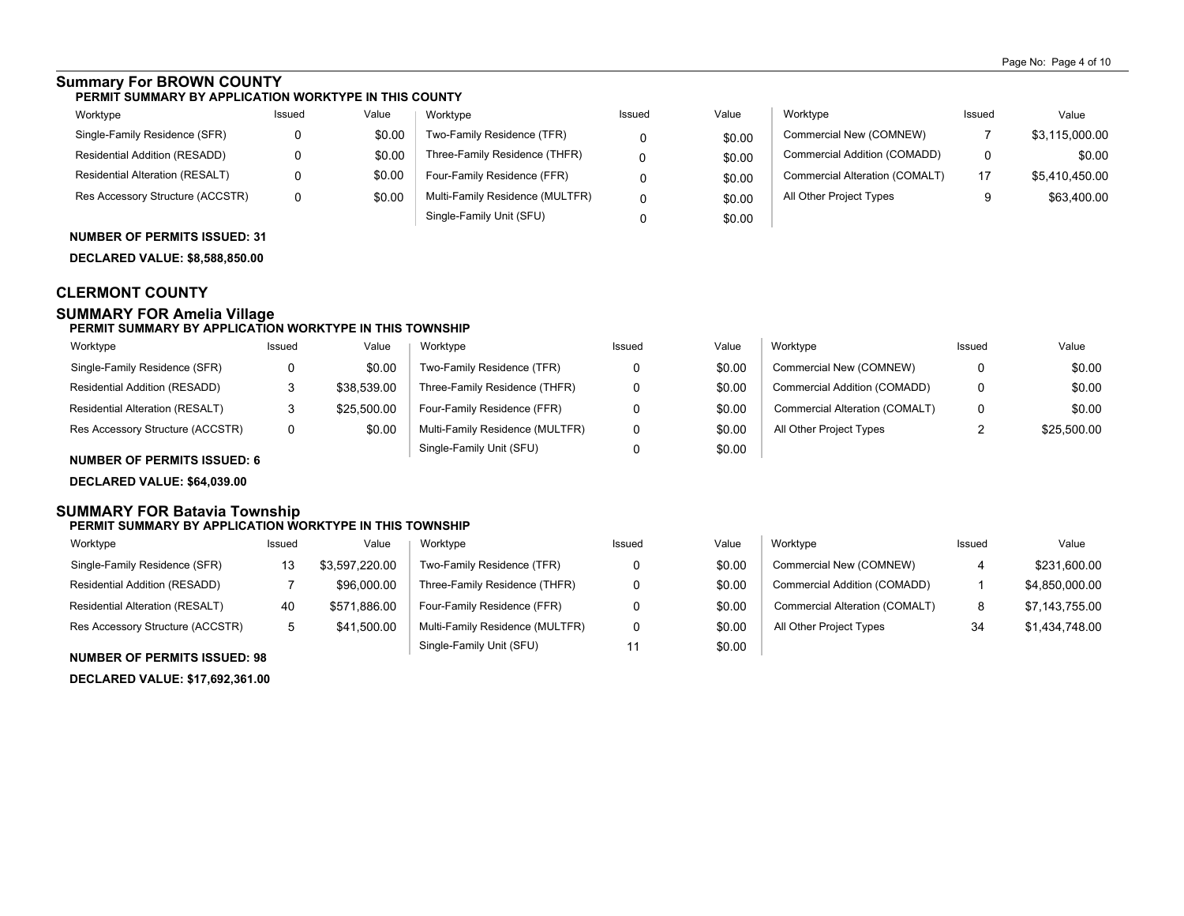## Summary For BROWN COUNTY

**PERMIT SUMMARY BY APPLICATION WORKTYPE IN THIS COUNTY**

| Worktype | Issued | Value | Worktype | Issued | Value | Worktype | Issued | Value |
|---|---|---|---|---|---|---|---|---|
| Single-Family Residence (SFR) | 0 | $0.00 | Two-Family Residence (TFR) | 0 | $0.00 | Commercial New (COMNEW) | 7 | $3,115,000.00 |
| Residential Addition (RESADD) | 0 | $0.00 | Three-Family Residence (THFR) | 0 | $0.00 | Commercial Addition (COMADD) | 0 | $0.00 |
| Residential Alteration (RESALT) | 0 | $0.00 | Four-Family Residence (FFR) | 0 | $0.00 | Commercial Alteration (COMALT) | 17 | $5,410,450.00 |
| Res Accessory Structure (ACCSTR) | 0 | $0.00 | Multi-Family Residence (MULTFR) | 0 | $0.00 | All Other Project Types | 9 | $63,400.00 |
| | | | Single-Family Unit (SFU) | 0 | $0.00 | | | |

**NUMBER OF PERMITS ISSUED: 31**

**DECLARED VALUE: $8,588,850.00**

## CLERMONT COUNTY

## SUMMARY FOR Amelia Village

**PERMIT SUMMARY BY APPLICATION WORKTYPE IN THIS TOWNSHIP**

| Worktype | Issued | Value | Worktype | Issued | Value | Worktype | Issued | Value |
|---|---|---|---|---|---|---|---|---|
| Single-Family Residence (SFR) | 0 | $0.00 | Two-Family Residence (TFR) | 0 | $0.00 | Commercial New (COMNEW) | 0 | $0.00 |
| Residential Addition (RESADD) | 3 | $38,539.00 | Three-Family Residence (THFR) | 0 | $0.00 | Commercial Addition (COMADD) | 0 | $0.00 |
| Residential Alteration (RESALT) | 3 | $25,500.00 | Four-Family Residence (FFR) | 0 | $0.00 | Commercial Alteration (COMALT) | 0 | $0.00 |
| Res Accessory Structure (ACCSTR) | 0 | $0.00 | Multi-Family Residence (MULTFR) | 0 | $0.00 | All Other Project Types | 2 | $25,500.00 |
| | | | Single-Family Unit (SFU) | 0 | $0.00 | | | |

**NUMBER OF PERMITS ISSUED: 6**

**DECLARED VALUE: $64,039.00**

## SUMMARY FOR Batavia Township

**PERMIT SUMMARY BY APPLICATION WORKTYPE IN THIS TOWNSHIP**

| Worktype | Issued | Value | Worktype | Issued | Value | Worktype | Issued | Value |
|---|---|---|---|---|---|---|---|---|
| Single-Family Residence (SFR) | 13 | $3,597,220.00 | Two-Family Residence (TFR) | 0 | $0.00 | Commercial New (COMNEW) | 4 | $231,600.00 |
| Residential Addition (RESADD) | 7 | $96,000.00 | Three-Family Residence (THFR) | 0 | $0.00 | Commercial Addition (COMADD) | 1 | $4,850,000.00 |
| Residential Alteration (RESALT) | 40 | $571,886.00 | Four-Family Residence (FFR) | 0 | $0.00 | Commercial Alteration (COMALT) | 8 | $7,143,755.00 |
| Res Accessory Structure (ACCSTR) | 5 | $41,500.00 | Multi-Family Residence (MULTFR) | 0 | $0.00 | All Other Project Types | 34 | $1,434,748.00 |
| | | | Single-Family Unit (SFU) | 11 | $0.00 | | | |

**NUMBER OF PERMITS ISSUED: 98**

**DECLARED VALUE: $17,692,361.00**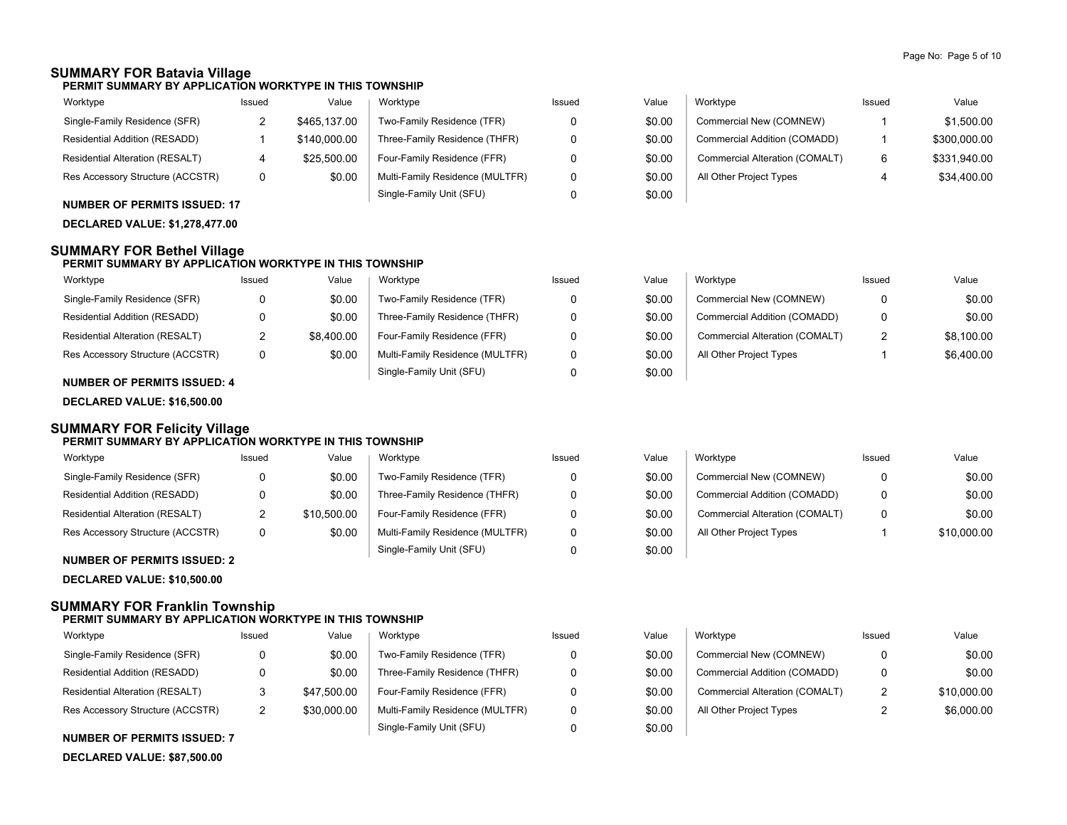## SUMMARY FOR Batavia Village

**PERMIT SUMMARY BY APPLICATION WORKTYPE IN THIS TOWNSHIP**

| Worktype | Issued | Value | Worktype | Issued | Value | Worktype | Issued | Value |
|---|---|---|---|---|---|---|---|---|
| Single-Family Residence (SFR) | 2 | $465,137.00 | Two-Family Residence (TFR) | 0 | $0.00 | Commercial New (COMNEW) | 1 | $1,500.00 |
| Residential Addition (RESADD) | 1 | $140,000.00 | Three-Family Residence (THFR) | 0 | $0.00 | Commercial Addition (COMADD) | 1 | $300,000.00 |
| Residential Alteration (RESALT) | 4 | $25,500.00 | Four-Family Residence (FFR) | 0 | $0.00 | Commercial Alteration (COMALT) | 6 | $331,940.00 |
| Res Accessory Structure (ACCSTR) | 0 | $0.00 | Multi-Family Residence (MULTFR) | 0 | $0.00 | All Other Project Types | 4 | $34,400.00 |
| | | | Single-Family Unit (SFU) | 0 | $0.00 | | | |

**NUMBER OF PERMITS ISSUED: 17**

**DECLARED VALUE: $1,278,477.00**

## SUMMARY FOR Bethel Village

**PERMIT SUMMARY BY APPLICATION WORKTYPE IN THIS TOWNSHIP**

| Worktype | Issued | Value | Worktype | Issued | Value | Worktype | Issued | Value |
|---|---|---|---|---|---|---|---|---|
| Single-Family Residence (SFR) | 0 | $0.00 | Two-Family Residence (TFR) | 0 | $0.00 | Commercial New (COMNEW) | 0 | $0.00 |
| Residential Addition (RESADD) | 0 | $0.00 | Three-Family Residence (THFR) | 0 | $0.00 | Commercial Addition (COMADD) | 0 | $0.00 |
| Residential Alteration (RESALT) | 2 | $8,400.00 | Four-Family Residence (FFR) | 0 | $0.00 | Commercial Alteration (COMALT) | 2 | $8,100.00 |
| Res Accessory Structure (ACCSTR) | 0 | $0.00 | Multi-Family Residence (MULTFR) | 0 | $0.00 | All Other Project Types | 1 | $6,400.00 |
| | | | Single-Family Unit (SFU) | 0 | $0.00 | | | |

**NUMBER OF PERMITS ISSUED: 4**

**DECLARED VALUE: $16,500.00**

## SUMMARY FOR Felicity Village

**PERMIT SUMMARY BY APPLICATION WORKTYPE IN THIS TOWNSHIP**

| Worktype | Issued | Value | Worktype | Issued | Value | Worktype | Issued | Value |
|---|---|---|---|---|---|---|---|---|
| Single-Family Residence (SFR) | 0 | $0.00 | Two-Family Residence (TFR) | 0 | $0.00 | Commercial New (COMNEW) | 0 | $0.00 |
| Residential Addition (RESADD) | 0 | $0.00 | Three-Family Residence (THFR) | 0 | $0.00 | Commercial Addition (COMADD) | 0 | $0.00 |
| Residential Alteration (RESALT) | 2 | $10,500.00 | Four-Family Residence (FFR) | 0 | $0.00 | Commercial Alteration (COMALT) | 0 | $0.00 |
| Res Accessory Structure (ACCSTR) | 0 | $0.00 | Multi-Family Residence (MULTFR) | 0 | $0.00 | All Other Project Types | 1 | $10,000.00 |
| | | | Single-Family Unit (SFU) | 0 | $0.00 | | | |

**NUMBER OF PERMITS ISSUED: 2**

**DECLARED VALUE: $10,500.00**

## SUMMARY FOR Franklin Township

**PERMIT SUMMARY BY APPLICATION WORKTYPE IN THIS TOWNSHIP**

| Worktype | Issued | Value | Worktype | Issued | Value | Worktype | Issued | Value |
|---|---|---|---|---|---|---|---|---|
| Single-Family Residence (SFR) | 0 | $0.00 | Two-Family Residence (TFR) | 0 | $0.00 | Commercial New (COMNEW) | 0 | $0.00 |
| Residential Addition (RESADD) | 0 | $0.00 | Three-Family Residence (THFR) | 0 | $0.00 | Commercial Addition (COMADD) | 0 | $0.00 |
| Residential Alteration (RESALT) | 3 | $47,500.00 | Four-Family Residence (FFR) | 0 | $0.00 | Commercial Alteration (COMALT) | 2 | $10,000.00 |
| Res Accessory Structure (ACCSTR) | 2 | $30,000.00 | Multi-Family Residence (MULTFR) | 0 | $0.00 | All Other Project Types | 2 | $6,000.00 |
| | | | Single-Family Unit (SFU) | 0 | $0.00 | | | |

**NUMBER OF PERMITS ISSUED: 7**

**DECLARED VALUE: $87,500.00**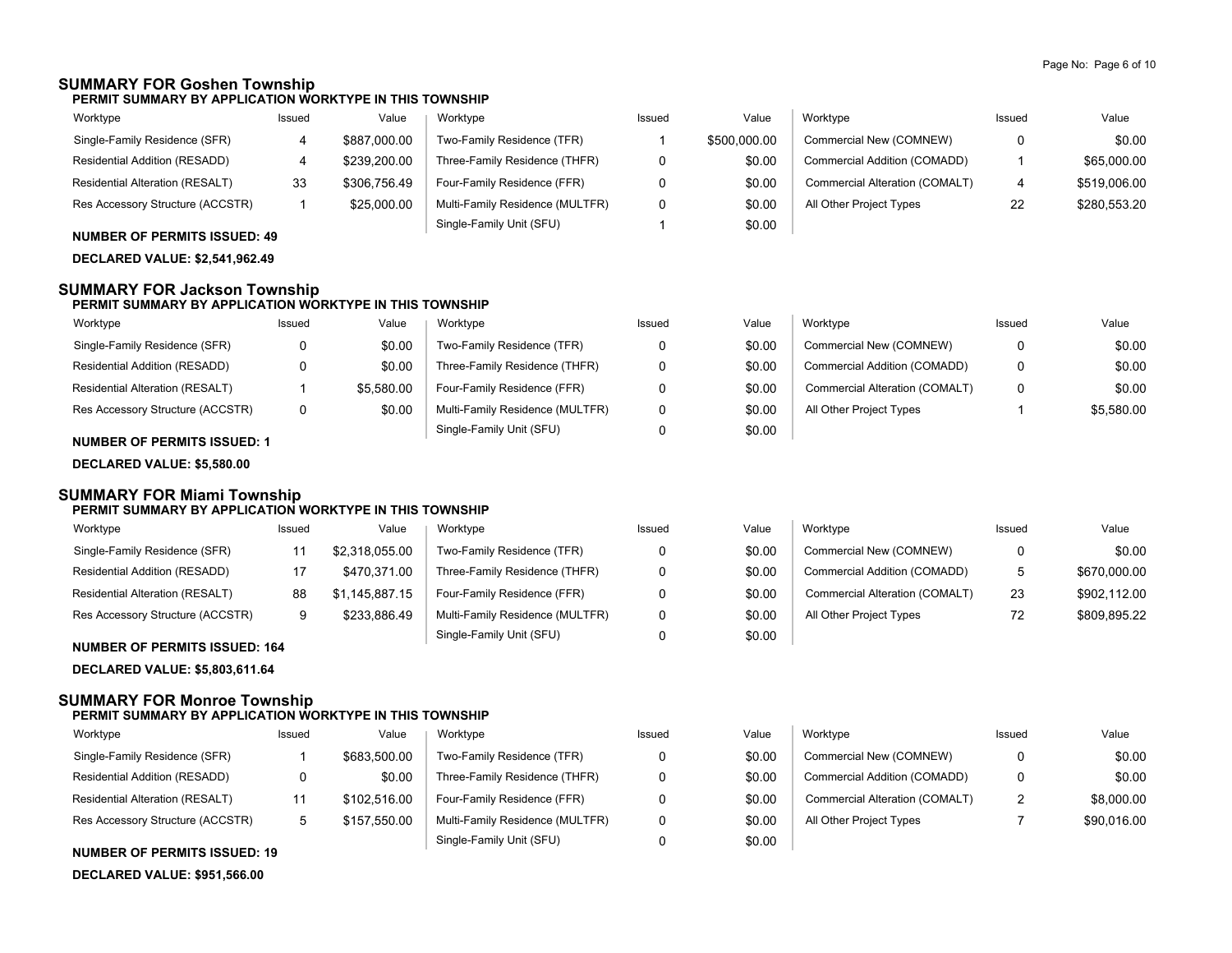## SUMMARY FOR Goshen Township

### PERMIT SUMMARY BY APPLICATION WORKTYPE IN THIS TOWNSHIP

| Worktype | Issued | Value | Worktype | Issued | Value | Worktype | Issued | Value |
|---|---|---|---|---|---|---|---|---|
| Single-Family Residence (SFR) | 4 | $887,000.00 | Two-Family Residence (TFR) | 1 | $500,000.00 | Commercial New (COMNEW) | 0 | $0.00 |
| Residential Addition (RESADD) | 4 | $239,200.00 | Three-Family Residence (THFR) | 0 | $0.00 | Commercial Addition (COMADD) | 1 | $65,000.00 |
| Residential Alteration (RESALT) | 33 | $306,756.49 | Four-Family Residence (FFR) | 0 | $0.00 | Commercial Alteration (COMALT) | 4 | $519,006.00 |
| Res Accessory Structure (ACCSTR) | 1 | $25,000.00 | Multi-Family Residence (MULTFR) | 0 | $0.00 | All Other Project Types | 22 | $280,553.20 |
| | | | Single-Family Unit (SFU) | 1 | $0.00 | | | |

**NUMBER OF PERMITS ISSUED: 49**

**DECLARED VALUE: $2,541,962.49**

## SUMMARY FOR Jackson Township

### PERMIT SUMMARY BY APPLICATION WORKTYPE IN THIS TOWNSHIP

| Worktype | Issued | Value | Worktype | Issued | Value | Worktype | Issued | Value |
|---|---|---|---|---|---|---|---|---|
| Single-Family Residence (SFR) | 0 | $0.00 | Two-Family Residence (TFR) | 0 | $0.00 | Commercial New (COMNEW) | 0 | $0.00 |
| Residential Addition (RESADD) | 0 | $0.00 | Three-Family Residence (THFR) | 0 | $0.00 | Commercial Addition (COMADD) | 0 | $0.00 |
| Residential Alteration (RESALT) | 1 | $5,580.00 | Four-Family Residence (FFR) | 0 | $0.00 | Commercial Alteration (COMALT) | 0 | $0.00 |
| Res Accessory Structure (ACCSTR) | 0 | $0.00 | Multi-Family Residence (MULTFR) | 0 | $0.00 | All Other Project Types | 1 | $5,580.00 |
| | | | Single-Family Unit (SFU) | 0 | $0.00 | | | |

**NUMBER OF PERMITS ISSUED: 1**

**DECLARED VALUE: $5,580.00**

## SUMMARY FOR Miami Township

### PERMIT SUMMARY BY APPLICATION WORKTYPE IN THIS TOWNSHIP

| Worktype | Issued | Value | Worktype | Issued | Value | Worktype | Issued | Value |
|---|---|---|---|---|---|---|---|---|
| Single-Family Residence (SFR) | 11 | $2,318,055.00 | Two-Family Residence (TFR) | 0 | $0.00 | Commercial New (COMNEW) | 0 | $0.00 |
| Residential Addition (RESADD) | 17 | $470,371.00 | Three-Family Residence (THFR) | 0 | $0.00 | Commercial Addition (COMADD) | 5 | $670,000.00 |
| Residential Alteration (RESALT) | 88 | $1,145,887.15 | Four-Family Residence (FFR) | 0 | $0.00 | Commercial Alteration (COMALT) | 23 | $902,112.00 |
| Res Accessory Structure (ACCSTR) | 9 | $233,886.49 | Multi-Family Residence (MULTFR) | 0 | $0.00 | All Other Project Types | 72 | $809,895.22 |
| | | | Single-Family Unit (SFU) | 0 | $0.00 | | | |

**NUMBER OF PERMITS ISSUED: 164**

**DECLARED VALUE: $5,803,611.64**

## SUMMARY FOR Monroe Township

### PERMIT SUMMARY BY APPLICATION WORKTYPE IN THIS TOWNSHIP

| Worktype | Issued | Value | Worktype | Issued | Value | Worktype | Issued | Value |
|---|---|---|---|---|---|---|---|---|
| Single-Family Residence (SFR) | 1 | $683,500.00 | Two-Family Residence (TFR) | 0 | $0.00 | Commercial New (COMNEW) | 0 | $0.00 |
| Residential Addition (RESADD) | 0 | $0.00 | Three-Family Residence (THFR) | 0 | $0.00 | Commercial Addition (COMADD) | 0 | $0.00 |
| Residential Alteration (RESALT) | 11 | $102,516.00 | Four-Family Residence (FFR) | 0 | $0.00 | Commercial Alteration (COMALT) | 2 | $8,000.00 |
| Res Accessory Structure (ACCSTR) | 5 | $157,550.00 | Multi-Family Residence (MULTFR) | 0 | $0.00 | All Other Project Types | 7 | $90,016.00 |
| | | | Single-Family Unit (SFU) | 0 | $0.00 | | | |

**NUMBER OF PERMITS ISSUED: 19**

**DECLARED VALUE: $951,566.00**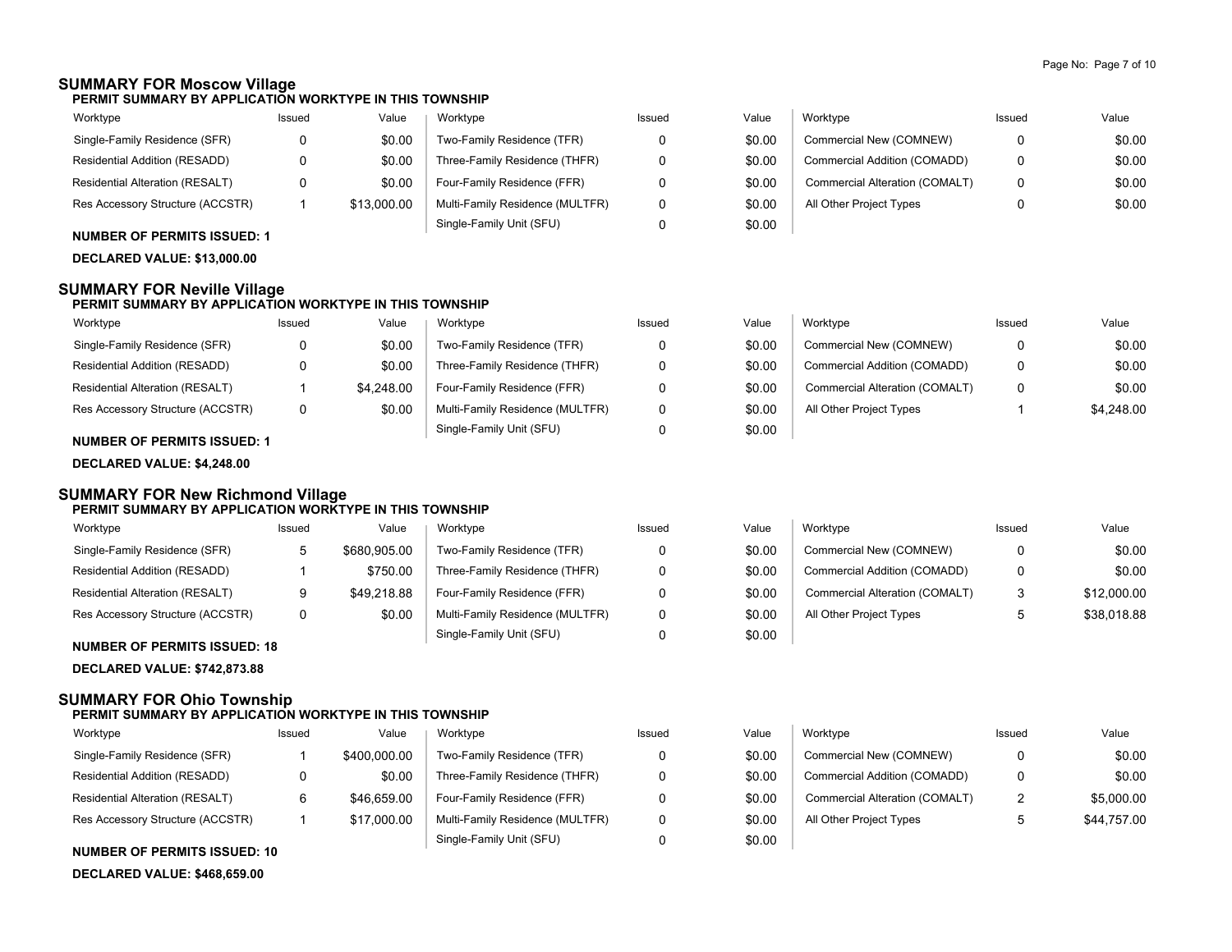## SUMMARY FOR Moscow Village

### PERMIT SUMMARY BY APPLICATION WORKTYPE IN THIS TOWNSHIP

| Worktype | Issued | Value | Worktype | Issued | Value | Worktype | Issued | Value |
|---|---|---|---|---|---|---|---|---|
| Single-Family Residence (SFR) | 0 | $0.00 | Two-Family Residence (TFR) | 0 | $0.00 | Commercial New (COMNEW) | 0 | $0.00 |
| Residential Addition (RESADD) | 0 | $0.00 | Three-Family Residence (THFR) | 0 | $0.00 | Commercial Addition (COMADD) | 0 | $0.00 |
| Residential Alteration (RESALT) | 0 | $0.00 | Four-Family Residence (FFR) | 0 | $0.00 | Commercial Alteration (COMALT) | 0 | $0.00 |
| Res Accessory Structure (ACCSTR) | 1 | $13,000.00 | Multi-Family Residence (MULTFR) | 0 | $0.00 | All Other Project Types | 0 | $0.00 |
| | | | Single-Family Unit (SFU) | 0 | $0.00 | | | |

**NUMBER OF PERMITS ISSUED: 1**

**DECLARED VALUE: $13,000.00**

## SUMMARY FOR Neville Village

### PERMIT SUMMARY BY APPLICATION WORKTYPE IN THIS TOWNSHIP

| Worktype | Issued | Value | Worktype | Issued | Value | Worktype | Issued | Value |
|---|---|---|---|---|---|---|---|---|
| Single-Family Residence (SFR) | 0 | $0.00 | Two-Family Residence (TFR) | 0 | $0.00 | Commercial New (COMNEW) | 0 | $0.00 |
| Residential Addition (RESADD) | 0 | $0.00 | Three-Family Residence (THFR) | 0 | $0.00 | Commercial Addition (COMADD) | 0 | $0.00 |
| Residential Alteration (RESALT) | 1 | $4,248.00 | Four-Family Residence (FFR) | 0 | $0.00 | Commercial Alteration (COMALT) | 0 | $0.00 |
| Res Accessory Structure (ACCSTR) | 0 | $0.00 | Multi-Family Residence (MULTFR) | 0 | $0.00 | All Other Project Types | 1 | $4,248.00 |
| | | | Single-Family Unit (SFU) | 0 | $0.00 | | | |

**NUMBER OF PERMITS ISSUED: 1**

**DECLARED VALUE: $4,248.00**

## SUMMARY FOR New Richmond Village

### PERMIT SUMMARY BY APPLICATION WORKTYPE IN THIS TOWNSHIP

| Worktype | Issued | Value | Worktype | Issued | Value | Worktype | Issued | Value |
|---|---|---|---|---|---|---|---|---|
| Single-Family Residence (SFR) | 5 | $680,905.00 | Two-Family Residence (TFR) | 0 | $0.00 | Commercial New (COMNEW) | 0 | $0.00 |
| Residential Addition (RESADD) | 1 | $750.00 | Three-Family Residence (THFR) | 0 | $0.00 | Commercial Addition (COMADD) | 0 | $0.00 |
| Residential Alteration (RESALT) | 9 | $49,218.88 | Four-Family Residence (FFR) | 0 | $0.00 | Commercial Alteration (COMALT) | 3 | $12,000.00 |
| Res Accessory Structure (ACCSTR) | 0 | $0.00 | Multi-Family Residence (MULTFR) | 0 | $0.00 | All Other Project Types | 5 | $38,018.88 |
| | | | Single-Family Unit (SFU) | 0 | $0.00 | | | |

**NUMBER OF PERMITS ISSUED: 18**

**DECLARED VALUE: $742,873.88**

## SUMMARY FOR Ohio Township

### PERMIT SUMMARY BY APPLICATION WORKTYPE IN THIS TOWNSHIP

| Worktype | Issued | Value | Worktype | Issued | Value | Worktype | Issued | Value |
|---|---|---|---|---|---|---|---|---|
| Single-Family Residence (SFR) | 1 | $400,000.00 | Two-Family Residence (TFR) | 0 | $0.00 | Commercial New (COMNEW) | 0 | $0.00 |
| Residential Addition (RESADD) | 0 | $0.00 | Three-Family Residence (THFR) | 0 | $0.00 | Commercial Addition (COMADD) | 0 | $0.00 |
| Residential Alteration (RESALT) | 6 | $46,659.00 | Four-Family Residence (FFR) | 0 | $0.00 | Commercial Alteration (COMALT) | 2 | $5,000.00 |
| Res Accessory Structure (ACCSTR) | 1 | $17,000.00 | Multi-Family Residence (MULTFR) | 0 | $0.00 | All Other Project Types | 5 | $44,757.00 |
| | | | Single-Family Unit (SFU) | 0 | $0.00 | | | |

**NUMBER OF PERMITS ISSUED: 10**

**DECLARED VALUE: $468,659.00**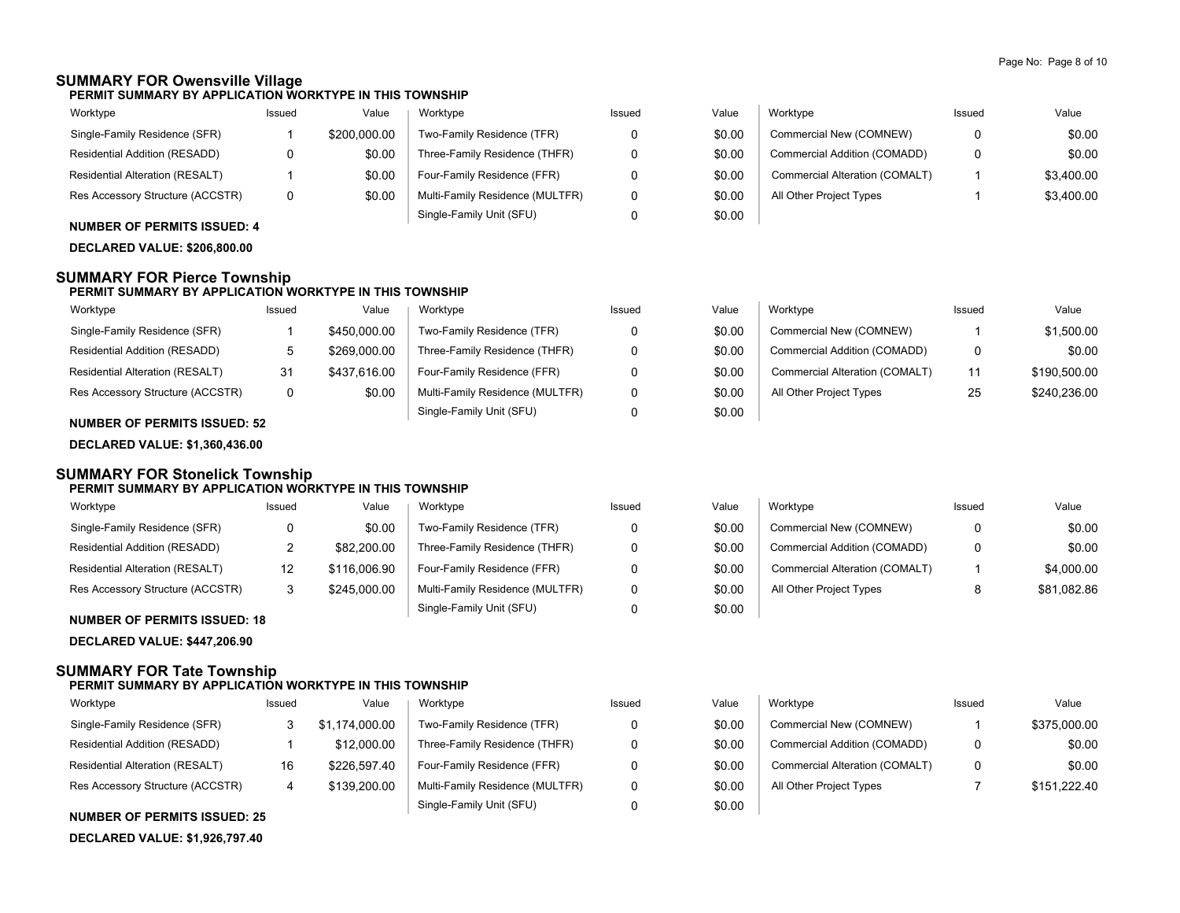## SUMMARY FOR Owensville Village

### PERMIT SUMMARY BY APPLICATION WORKTYPE IN THIS TOWNSHIP

| Worktype | Issued | Value | Worktype | Issued | Value | Worktype | Issued | Value |
|---|---|---|---|---|---|---|---|---|
| Single-Family Residence (SFR) | 1 | $200,000.00 | Two-Family Residence (TFR) | 0 | $0.00 | Commercial New (COMNEW) | 0 | $0.00 |
| Residential Addition (RESADD) | 0 | $0.00 | Three-Family Residence (THFR) | 0 | $0.00 | Commercial Addition (COMADD) | 0 | $0.00 |
| Residential Alteration (RESALT) | 1 | $0.00 | Four-Family Residence (FFR) | 0 | $0.00 | Commercial Alteration (COMALT) | 1 | $3,400.00 |
| Res Accessory Structure (ACCSTR) | 0 | $0.00 | Multi-Family Residence (MULTFR) | 0 | $0.00 | All Other Project Types | 1 | $3,400.00 |
| | | | Single-Family Unit (SFU) | 0 | $0.00 | | | |

**NUMBER OF PERMITS ISSUED: 4**

**DECLARED VALUE: $206,800.00**

## SUMMARY FOR Pierce Township

### PERMIT SUMMARY BY APPLICATION WORKTYPE IN THIS TOWNSHIP

| Worktype | Issued | Value | Worktype | Issued | Value | Worktype | Issued | Value |
|---|---|---|---|---|---|---|---|---|
| Single-Family Residence (SFR) | 1 | $450,000.00 | Two-Family Residence (TFR) | 0 | $0.00 | Commercial New (COMNEW) | 1 | $1,500.00 |
| Residential Addition (RESADD) | 5 | $269,000.00 | Three-Family Residence (THFR) | 0 | $0.00 | Commercial Addition (COMADD) | 0 | $0.00 |
| Residential Alteration (RESALT) | 31 | $437,616.00 | Four-Family Residence (FFR) | 0 | $0.00 | Commercial Alteration (COMALT) | 11 | $190,500.00 |
| Res Accessory Structure (ACCSTR) | 0 | $0.00 | Multi-Family Residence (MULTFR) | 0 | $0.00 | All Other Project Types | 25 | $240,236.00 |
| | | | Single-Family Unit (SFU) | 0 | $0.00 | | | |

**NUMBER OF PERMITS ISSUED: 52**

**DECLARED VALUE: $1,360,436.00**

## SUMMARY FOR Stonelick Township

### PERMIT SUMMARY BY APPLICATION WORKTYPE IN THIS TOWNSHIP

| Worktype | Issued | Value | Worktype | Issued | Value | Worktype | Issued | Value |
|---|---|---|---|---|---|---|---|---|
| Single-Family Residence (SFR) | 0 | $0.00 | Two-Family Residence (TFR) | 0 | $0.00 | Commercial New (COMNEW) | 0 | $0.00 |
| Residential Addition (RESADD) | 2 | $82,200.00 | Three-Family Residence (THFR) | 0 | $0.00 | Commercial Addition (COMADD) | 0 | $0.00 |
| Residential Alteration (RESALT) | 12 | $116,006.90 | Four-Family Residence (FFR) | 0 | $0.00 | Commercial Alteration (COMALT) | 1 | $4,000.00 |
| Res Accessory Structure (ACCSTR) | 3 | $245,000.00 | Multi-Family Residence (MULTFR) | 0 | $0.00 | All Other Project Types | 8 | $81,082.86 |
| | | | Single-Family Unit (SFU) | 0 | $0.00 | | | |

**NUMBER OF PERMITS ISSUED: 18**

**DECLARED VALUE: $447,206.90**

## SUMMARY FOR Tate Township

### PERMIT SUMMARY BY APPLICATION WORKTYPE IN THIS TOWNSHIP

| Worktype | Issued | Value | Worktype | Issued | Value | Worktype | Issued | Value |
|---|---|---|---|---|---|---|---|---|
| Single-Family Residence (SFR) | 3 | $1,174,000.00 | Two-Family Residence (TFR) | 0 | $0.00 | Commercial New (COMNEW) | 1 | $375,000.00 |
| Residential Addition (RESADD) | 1 | $12,000.00 | Three-Family Residence (THFR) | 0 | $0.00 | Commercial Addition (COMADD) | 0 | $0.00 |
| Residential Alteration (RESALT) | 16 | $226,597.40 | Four-Family Residence (FFR) | 0 | $0.00 | Commercial Alteration (COMALT) | 0 | $0.00 |
| Res Accessory Structure (ACCSTR) | 4 | $139,200.00 | Multi-Family Residence (MULTFR) | 0 | $0.00 | All Other Project Types | 7 | $151,222.40 |
| | | | Single-Family Unit (SFU) | 0 | $0.00 | | | |

**NUMBER OF PERMITS ISSUED: 25**

**DECLARED VALUE: $1,926,797.40**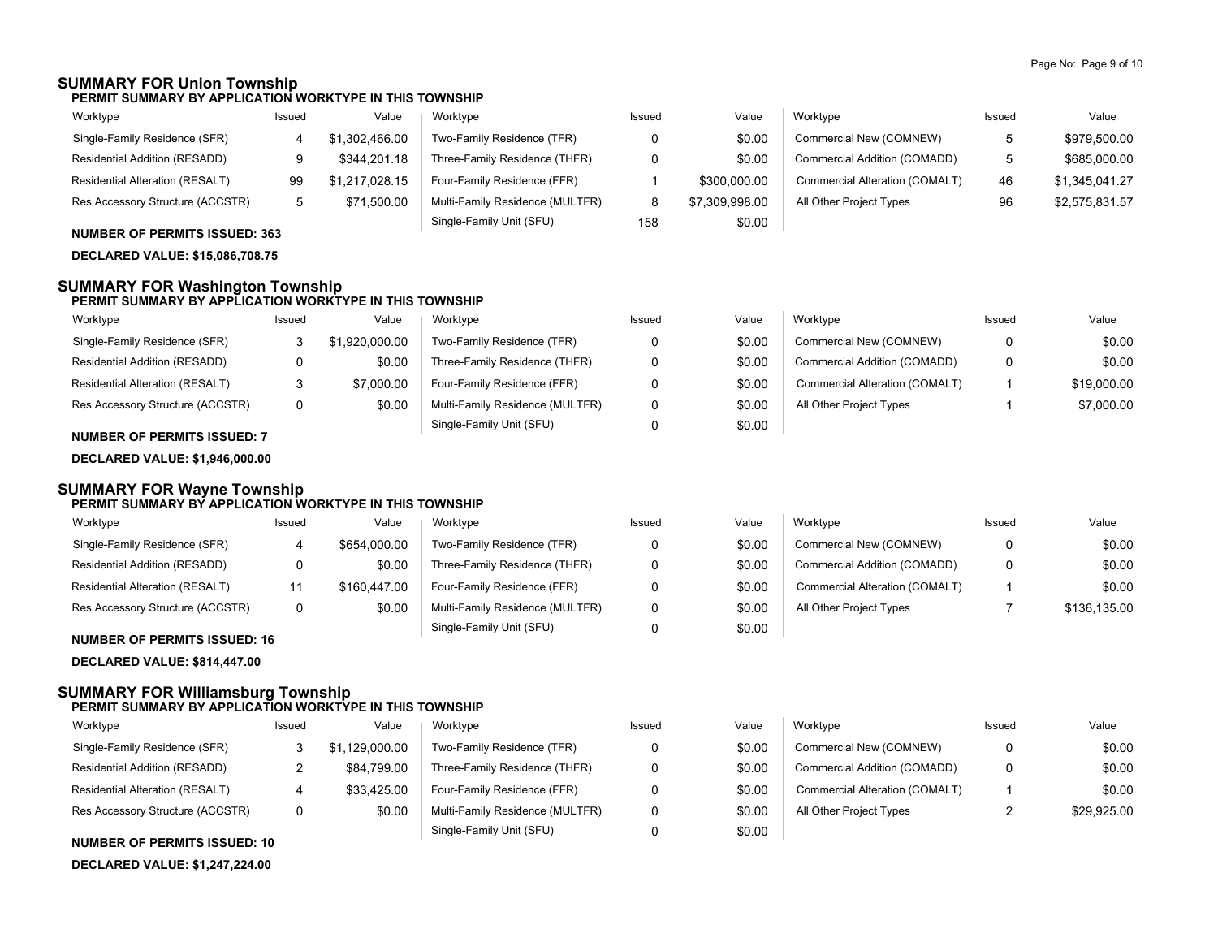## SUMMARY FOR Union Township

### PERMIT SUMMARY BY APPLICATION WORKTYPE IN THIS TOWNSHIP

| Worktype | Issued | Value | Worktype | Issued | Value | Worktype | Issued | Value |
|---|---|---|---|---|---|---|---|---|
| Single-Family Residence (SFR) | 4 | $1,302,466.00 | Two-Family Residence (TFR) | 0 | $0.00 | Commercial New (COMNEW) | 5 | $979,500.00 |
| Residential Addition (RESADD) | 9 | $344,201.18 | Three-Family Residence (THFR) | 0 | $0.00 | Commercial Addition (COMADD) | 5 | $685,000.00 |
| Residential Alteration (RESALT) | 99 | $1,217,028.15 | Four-Family Residence (FFR) | 1 | $300,000.00 | Commercial Alteration (COMALT) | 46 | $1,345,041.27 |
| Res Accessory Structure (ACCSTR) | 5 | $71,500.00 | Multi-Family Residence (MULTFR) | 8 | $7,309,998.00 | All Other Project Types | 96 | $2,575,831.57 |
| | | | Single-Family Unit (SFU) | 158 | $0.00 | | | |

**NUMBER OF PERMITS ISSUED: 363**

**DECLARED VALUE: $15,086,708.75**

## SUMMARY FOR Washington Township

### PERMIT SUMMARY BY APPLICATION WORKTYPE IN THIS TOWNSHIP

| Worktype | Issued | Value | Worktype | Issued | Value | Worktype | Issued | Value |
|---|---|---|---|---|---|---|---|---|
| Single-Family Residence (SFR) | 3 | $1,920,000.00 | Two-Family Residence (TFR) | 0 | $0.00 | Commercial New (COMNEW) | 0 | $0.00 |
| Residential Addition (RESADD) | 0 | $0.00 | Three-Family Residence (THFR) | 0 | $0.00 | Commercial Addition (COMADD) | 0 | $0.00 |
| Residential Alteration (RESALT) | 3 | $7,000.00 | Four-Family Residence (FFR) | 0 | $0.00 | Commercial Alteration (COMALT) | 1 | $19,000.00 |
| Res Accessory Structure (ACCSTR) | 0 | $0.00 | Multi-Family Residence (MULTFR) | 0 | $0.00 | All Other Project Types | 1 | $7,000.00 |
| | | | Single-Family Unit (SFU) | 0 | $0.00 | | | |

**NUMBER OF PERMITS ISSUED: 7**

**DECLARED VALUE: $1,946,000.00**

## SUMMARY FOR Wayne Township

### PERMIT SUMMARY BY APPLICATION WORKTYPE IN THIS TOWNSHIP

| Worktype | Issued | Value | Worktype | Issued | Value | Worktype | Issued | Value |
|---|---|---|---|---|---|---|---|---|
| Single-Family Residence (SFR) | 4 | $654,000.00 | Two-Family Residence (TFR) | 0 | $0.00 | Commercial New (COMNEW) | 0 | $0.00 |
| Residential Addition (RESADD) | 0 | $0.00 | Three-Family Residence (THFR) | 0 | $0.00 | Commercial Addition (COMADD) | 0 | $0.00 |
| Residential Alteration (RESALT) | 11 | $160,447.00 | Four-Family Residence (FFR) | 0 | $0.00 | Commercial Alteration (COMALT) | 1 | $0.00 |
| Res Accessory Structure (ACCSTR) | 0 | $0.00 | Multi-Family Residence (MULTFR) | 0 | $0.00 | All Other Project Types | 7 | $136,135.00 |
| | | | Single-Family Unit (SFU) | 0 | $0.00 | | | |

**NUMBER OF PERMITS ISSUED: 16**

**DECLARED VALUE: $814,447.00**

## SUMMARY FOR Williamsburg Township

### PERMIT SUMMARY BY APPLICATION WORKTYPE IN THIS TOWNSHIP

| Worktype | Issued | Value | Worktype | Issued | Value | Worktype | Issued | Value |
|---|---|---|---|---|---|---|---|---|
| Single-Family Residence (SFR) | 3 | $1,129,000.00 | Two-Family Residence (TFR) | 0 | $0.00 | Commercial New (COMNEW) | 0 | $0.00 |
| Residential Addition (RESADD) | 2 | $84,799.00 | Three-Family Residence (THFR) | 0 | $0.00 | Commercial Addition (COMADD) | 0 | $0.00 |
| Residential Alteration (RESALT) | 4 | $33,425.00 | Four-Family Residence (FFR) | 0 | $0.00 | Commercial Alteration (COMALT) | 1 | $0.00 |
| Res Accessory Structure (ACCSTR) | 0 | $0.00 | Multi-Family Residence (MULTFR) | 0 | $0.00 | All Other Project Types | 2 | $29,925.00 |
| | | | Single-Family Unit (SFU) | 0 | $0.00 | | | |

**NUMBER OF PERMITS ISSUED: 10**

**DECLARED VALUE: $1,247,224.00**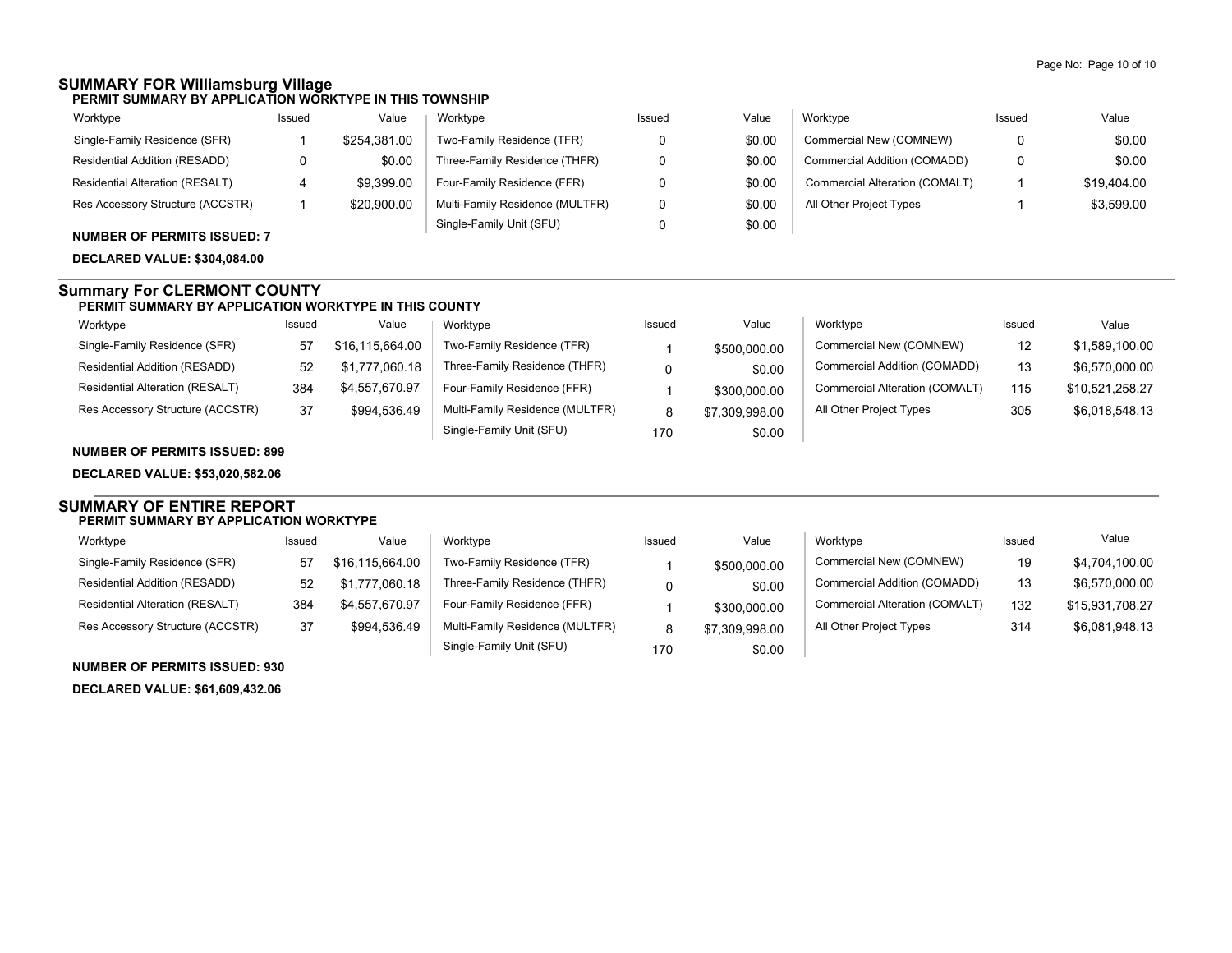## SUMMARY FOR Williamsburg Village

### PERMIT SUMMARY BY APPLICATION WORKTYPE IN THIS TOWNSHIP

| Worktype | Issued | Value | Worktype | Issued | Value | Worktype | Issued | Value |
|---|---|---|---|---|---|---|---|---|
| Single-Family Residence (SFR) | 1 | $254,381.00 | Two-Family Residence (TFR) | 0 | $0.00 | Commercial New (COMNEW) | 0 | $0.00 |
| Residential Addition (RESADD) | 0 | $0.00 | Three-Family Residence (THFR) | 0 | $0.00 | Commercial Addition (COMADD) | 0 | $0.00 |
| Residential Alteration (RESALT) | 4 | $9,399.00 | Four-Family Residence (FFR) | 0 | $0.00 | Commercial Alteration (COMALT) | 1 | $19,404.00 |
| Res Accessory Structure (ACCSTR) | 1 | $20,900.00 | Multi-Family Residence (MULTFR) | 0 | $0.00 | All Other Project Types | 1 | $3,599.00 |
| | | | Single-Family Unit (SFU) | 0 | $0.00 | | | |

**NUMBER OF PERMITS ISSUED: 7**

**DECLARED VALUE: $304,084.00**

## Summary For CLERMONT COUNTY

### PERMIT SUMMARY BY APPLICATION WORKTYPE IN THIS COUNTY

| Worktype | Issued | Value | Worktype | Issued | Value | Worktype | Issued | Value |
|---|---|---|---|---|---|---|---|---|
| Single-Family Residence (SFR) | 57 | $16,115,664.00 | Two-Family Residence (TFR) | 1 | $500,000.00 | Commercial New (COMNEW) | 12 | $1,589,100.00 |
| Residential Addition (RESADD) | 52 | $1,777,060.18 | Three-Family Residence (THFR) | 0 | $0.00 | Commercial Addition (COMADD) | 13 | $6,570,000.00 |
| Residential Alteration (RESALT) | 384 | $4,557,670.97 | Four-Family Residence (FFR) | 1 | $300,000.00 | Commercial Alteration (COMALT) | 115 | $10,521,258.27 |
| Res Accessory Structure (ACCSTR) | 37 | $994,536.49 | Multi-Family Residence (MULTFR) | 8 | $7,309,998.00 | All Other Project Types | 305 | $6,018,548.13 |
| | | | Single-Family Unit (SFU) | 170 | $0.00 | | | |

**NUMBER OF PERMITS ISSUED: 899**

**DECLARED VALUE: $53,020,582.06**

## SUMMARY OF ENTIRE REPORT

### PERMIT SUMMARY BY APPLICATION WORKTYPE

| Worktype | Issued | Value | Worktype | Issued | Value | Worktype | Issued | Value |
|---|---|---|---|---|---|---|---|---|
| Single-Family Residence (SFR) | 57 | $16,115,664.00 | Two-Family Residence (TFR) | 1 | $500,000.00 | Commercial New (COMNEW) | 19 | $4,704,100.00 |
| Residential Addition (RESADD) | 52 | $1,777,060.18 | Three-Family Residence (THFR) | 0 | $0.00 | Commercial Addition (COMADD) | 13 | $6,570,000.00 |
| Residential Alteration (RESALT) | 384 | $4,557,670.97 | Four-Family Residence (FFR) | 1 | $300,000.00 | Commercial Alteration (COMALT) | 132 | $15,931,708.27 |
| Res Accessory Structure (ACCSTR) | 37 | $994,536.49 | Multi-Family Residence (MULTFR) | 8 | $7,309,998.00 | All Other Project Types | 314 | $6,081,948.13 |
| | | | Single-Family Unit (SFU) | 170 | $0.00 | | | |

**NUMBER OF PERMITS ISSUED: 930**

**DECLARED VALUE: $61,609,432.06**